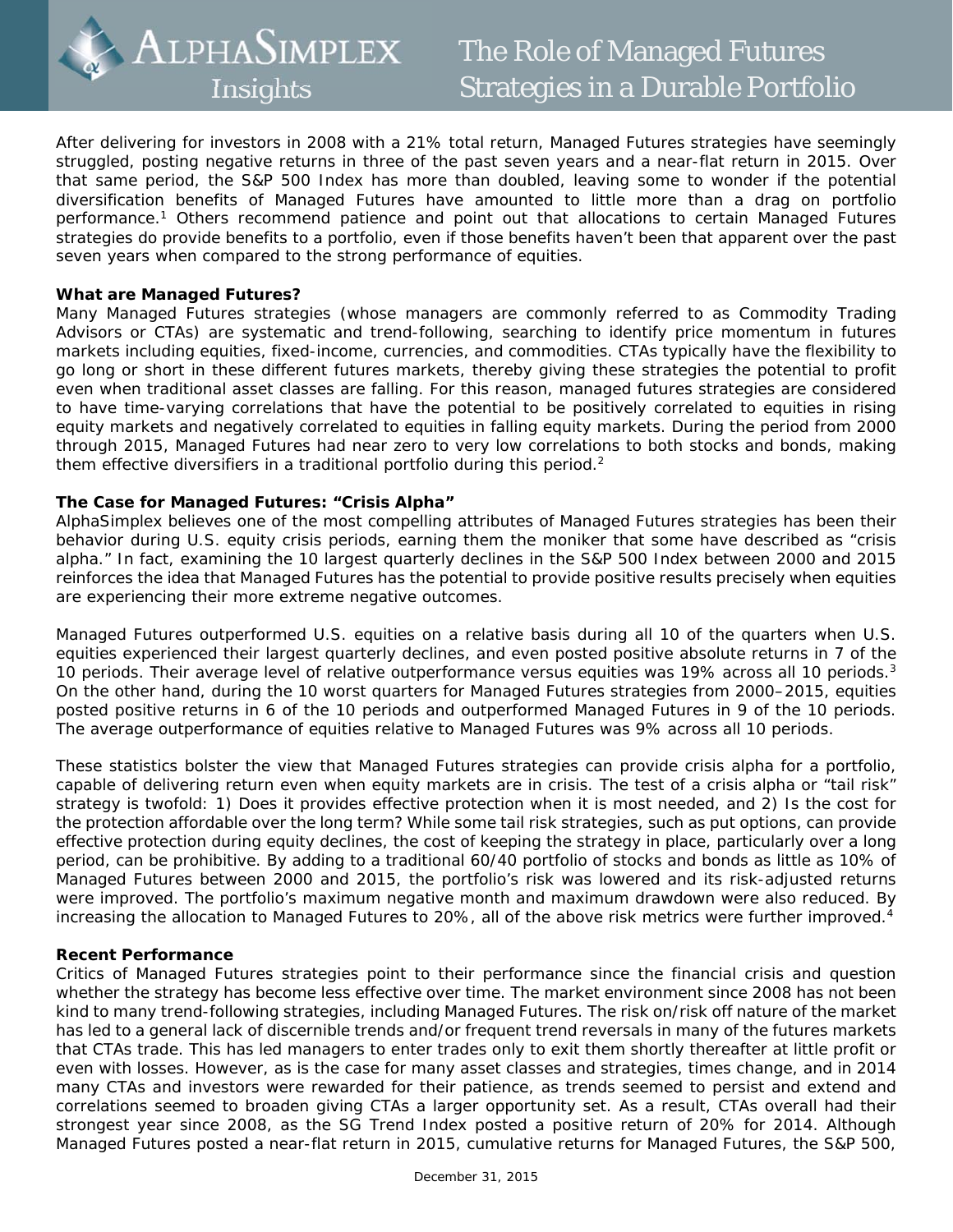# The Role of Managed Futures Strategies in a Durable Portfolio

After delivering for investors in 2008 with a 21% total return, Managed Futures strategies have seemingly struggled, posting negative returns in three of the past seven years and a near-flat return in 2015. Over that same period, the S&P 500 Index has more than doubled, leaving some to wonder if the potential diversification benefits of Managed Futures have amounted to little more than a drag on portfolio performance.[1] Others recommend patience and point out that allocations to certain Managed Futures strategies do provide benefits to a portfolio, even if those benefits haven't been that apparent over the past seven years when compared to the strong performance of equities.

**What are Managed Futures?**

Many Managed Futures strategies (whose managers are commonly referred to as Commodity Trading Advisors or CTAs) are systematic and trend-following, searching to identify price momentum in futures markets including equities, fixed-income, currencies, and commodities. CTAs typically have the flexibility to go long or short in these different futures markets, thereby giving these strategies the potential to profit even when traditional asset classes are falling. For this reason, managed futures strategies are considered to have time-varying correlations that have the potential to be positively correlated to equities in rising equity markets and negatively correlated to equities in falling equity markets. During the period from 2000 through 2015, Managed Futures had near zero to very low correlations to both stocks and bonds, making them effective diversifiers in a traditional portfolio during this period.[2]

**The Case for Managed Futures: "Crisis Alpha"**

AlphaSimplex believes one of the most compelling attributes of Managed Futures strategies has been their behavior during U.S. equity crisis periods, earning them the moniker that some have described as "crisis alpha." In fact, examining the 10 largest quarterly declines in the S&P 500 Index between 2000 and 2015 reinforces the idea that Managed Futures has the potential to provide positive results precisely when equities are experiencing their more extreme negative outcomes.

Managed Futures outperformed U.S. equities on a relative basis during all 10 of the quarters when U.S. equities experienced their largest quarterly declines, and even posted positive absolute returns in 7 of the 10 periods. Their average level of relative outperformance versus equities was 19% across all 10 periods.[3] On the other hand, during the 10 worst quarters for Managed Futures strategies from 2000–2015, equities posted positive returns in 6 of the 10 periods and outperformed Managed Futures in 9 of the 10 periods. The average outperformance of equities relative to Managed Futures was 9% across all 10 periods.

These statistics bolster the view that Managed Futures strategies can provide crisis alpha for a portfolio, capable of delivering return even when equity markets are in crisis. The test of a crisis alpha or "tail risk" strategy is twofold: 1) Does it provides effective protection when it is most needed, and 2) Is the cost for the protection affordable over the long term? While some tail risk strategies, such as put options, can provide effective protection during equity declines, the cost of keeping the strategy in place, particularly over a long period, can be prohibitive. By adding to a traditional 60/40 portfolio of stocks and bonds as little as 10% of Managed Futures between 2000 and 2015, the portfolio's risk was lowered and its risk-adjusted returns were improved. The portfolio's maximum negative month and maximum drawdown were also reduced. By increasing the allocation to Managed Futures to 20%, all of the above risk metrics were further improved.[4]

**Recent Performance**

Critics of Managed Futures strategies point to their performance since the financial crisis and question whether the strategy has become less effective over time. The market environment since 2008 has not been kind to many trend-following strategies, including Managed Futures. The risk on/risk off nature of the market has led to a general lack of discernible trends and/or frequent trend reversals in many of the futures markets that CTAs trade. This has led managers to enter trades only to exit them shortly thereafter at little profit or even with losses. However, as is the case for many asset classes and strategies, times change, and in 2014 many CTAs and investors were rewarded for their patience, as trends seemed to persist and extend and correlations seemed to broaden giving CTAs a larger opportunity set. As a result, CTAs overall had their strongest year since 2008, as the SG Trend Index posted a positive return of 20% for 2014. Although Managed Futures posted a near-flat return in 2015, cumulative returns for Managed Futures, the S&P 500,

December 31, 2015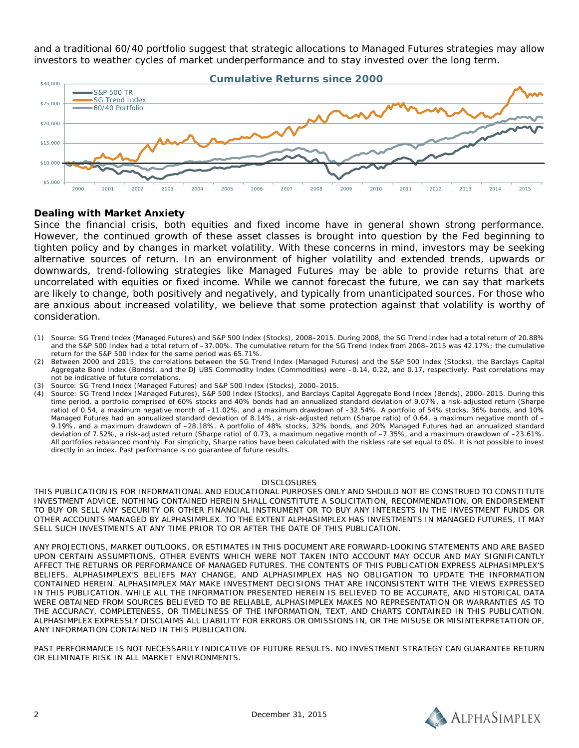and a traditional 60/40 portfolio suggest that strategic allocations to Managed Futures strategies may allow investors to weather cycles of market underperformance and to stay invested over the long term.

Cumulative Returns since 2000

$30,000
$25,000
$20,000
$15,000
$10,000
$5,000

S&P 500 TR
SG Trend Index
60/40 Portfolio

2000 2001 2002 2003 2004 2005 2006 2007 2008 2009 2010 2011 2012 2013 2014 2015

### Dealing with Market Anxiety

Since the financial crisis, both equities and fixed income have in general shown strong performance. However, the continued growth of these asset classes is brought into question by the Fed beginning to tighten policy and by changes in market volatility. With these concerns in mind, investors may be seeking alternative sources of return. In an environment of higher volatility and extended trends, upwards or downwards, trend-following strategies like Managed Futures may be able to provide returns that are uncorrelated with equities or fixed income. While we cannot forecast the future, we can say that markets are likely to change, both positively and negatively, and typically from unanticipated sources. For those who are anxious about increased volatility, we believe that some protection against that volatility is worthy of consideration.

(1) Source: SG Trend Index (Managed Futures) and S&P 500 Index (Stocks), 2008–2015. During 2008, the SG Trend Index had a total return of 20.88% and the S&P 500 Index had a total return of –37.00%. The cumulative return for the SG Trend Index from 2008–2015 was 42.17%; the cumulative return for the S&P 500 Index for the same period was 65.71%.
(2) Between 2000 and 2015, the correlations between the SG Trend Index (Managed Futures) and the S&P 500 Index (Stocks), the Barclays Capital Aggregate Bond Index (Bonds), and the DJ UBS Commodity Index (Commodities) were –0.14, 0.22, and 0.17, respectively. Past correlations may not be indicative of future correlations.
(3) Source: SG Trend Index (Managed Futures) and S&P 500 Index (Stocks), 2000–2015.
(4) Source: SG Trend Index (Managed Futures), S&P 500 Index (Stocks), and Barclays Capital Aggregate Bond Index (Bonds), 2000–2015. During this time period, a portfolio comprised of 60% stocks and 40% bonds had an annualized standard deviation of 9.07%, a risk-adjusted return (Sharpe ratio) of 0.54, a maximum negative month of –11.02%, and a maximum drawdown of –32.54%. A portfolio of 54% stocks, 36% bonds, and 10% Managed Futures had an annualized standard deviation of 8.14%, a risk-adjusted return (Sharpe ratio) of 0.64, a maximum negative month of –9.19%, and a maximum drawdown of –28.18%. A portfolio of 48% stocks, 32% bonds, and 20% Managed Futures had an annualized standard deviation of 7.52%, a risk-adjusted return (Sharpe ratio) of 0.73, a maximum negative month of –7.35%, and a maximum drawdown of –23.61%. All portfolios rebalanced monthly. For simplicity, Sharpe ratios have been calculated with the riskless rate set equal to 0%. It is not possible to invest directly in an index. Past performance is no guarantee of future results.

DISCLOSURES

THIS PUBLICATION IS FOR INFORMATIONAL AND EDUCATIONAL PURPOSES ONLY AND SHOULD NOT BE CONSTRUED TO CONSTITUTE INVESTMENT ADVICE. NOTHING CONTAINED HEREIN SHALL CONSTITUTE A SOLICITATION, RECOMMENDATION, OR ENDORSEMENT TO BUY OR SELL ANY SECURITY OR OTHER FINANCIAL INSTRUMENT OR TO BUY ANY INTERESTS IN THE INVESTMENT FUNDS OR OTHER ACCOUNTS MANAGED BY ALPHASIMPLEX. TO THE EXTENT ALPHASIMPLEX HAS INVESTMENTS IN MANAGED FUTURES, IT MAY SELL SUCH INVESTMENTS AT ANY TIME PRIOR TO OR AFTER THE DATE OF THIS PUBLICATION.

ANY PROJECTIONS, MARKET OUTLOOKS, OR ESTIMATES IN THIS DOCUMENT ARE FORWARD-LOOKING STATEMENTS AND ARE BASED UPON CERTAIN ASSUMPTIONS. OTHER EVENTS WHICH WERE NOT TAKEN INTO ACCOUNT MAY OCCUR AND MAY SIGNIFICANTLY AFFECT THE RETURNS OR PERFORMANCE OF MANAGED FUTURES. THE CONTENTS OF THIS PUBLICATION EXPRESS ALPHASIMPLEX'S BELIEFS. ALPHASIMPLEX'S BELIEFS MAY CHANGE, AND ALPHASIMPLEX HAS NO OBLIGATION TO UPDATE THE INFORMATION CONTAINED HEREIN. ALPHASIMPLEX MAY MAKE INVESTMENT DECISIONS THAT ARE INCONSISTENT WITH THE VIEWS EXPRESSED IN THIS PUBLICATION. WHILE ALL THE INFORMATION PRESENTED HEREIN IS BELIEVED TO BE ACCURATE, AND HISTORICAL DATA WERE OBTAINED FROM SOURCES BELIEVED TO BE RELIABLE, ALPHASIMPLEX MAKES NO REPRESENTATION OR WARRANTIES AS TO THE ACCURACY, COMPLETENESS, OR TIMELINESS OF THE INFORMATION, TEXT, AND CHARTS CONTAINED IN THIS PUBLICATION. ALPHASIMPLEX EXPRESSLY DISCLAIMS ALL LIABILITY FOR ERRORS OR OMISSIONS IN, OR THE MISUSE OR MISINTERPRETATION OF, ANY INFORMATION CONTAINED IN THIS PUBLICATION.

PAST PERFORMANCE IS NOT NECESSARILY INDICATIVE OF FUTURE RESULTS. NO INVESTMENT STRATEGY CAN GUARANTEE RETURN OR ELIMINATE RISK IN ALL MARKET ENVIRONMENTS.

December 31, 2015